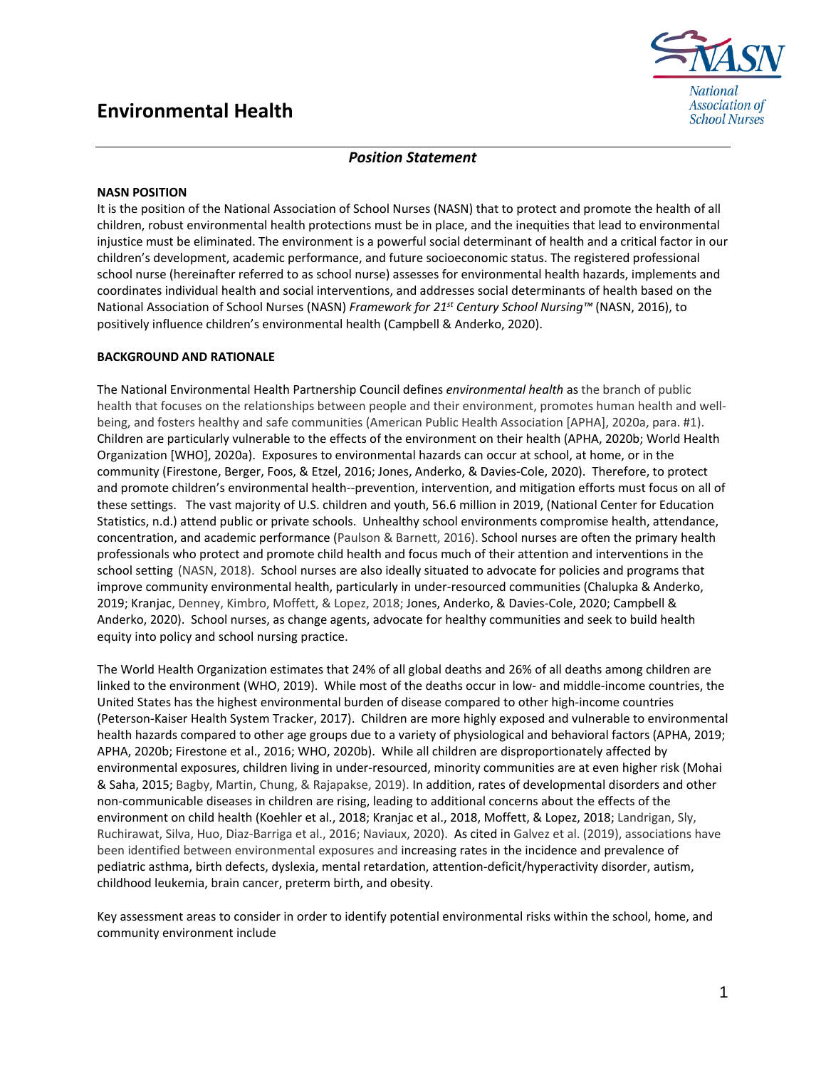# Environmental Health

*Position Statement*

**NASN POSITION**

It is the position of the National Association of School Nurses (NASN) that to protect and promote the health of all children, robust environmental health protections must be in place, and the inequities that lead to environmental injustice must be eliminated. The environment is a powerful social determinant of health and a critical factor in our children's development, academic performance, and future socioeconomic status. The registered professional school nurse (hereinafter referred to as school nurse) assesses for environmental health hazards, implements and coordinates individual health and social interventions, and addresses social determinants of health based on the National Association of School Nurses (NASN) *Framework for 21st Century School Nursing™* (NASN, 2016), to positively influence children's environmental health (Campbell & Anderko, 2020).

**BACKGROUND AND RATIONALE**

The National Environmental Health Partnership Council defines *environmental health* as the branch of public health that focuses on the relationships between people and their environment, promotes human health and well-being, and fosters healthy and safe communities (American Public Health Association [APHA], 2020a, para. #1). Children are particularly vulnerable to the effects of the environment on their health (APHA, 2020b; World Health Organization [WHO], 2020a). Exposures to environmental hazards can occur at school, at home, or in the community (Firestone, Berger, Foos, & Etzel, 2016; Jones, Anderko, & Davies-Cole, 2020). Therefore, to protect and promote children's environmental health--prevention, intervention, and mitigation efforts must focus on all of these settings. The vast majority of U.S. children and youth, 56.6 million in 2019, (National Center for Education Statistics, n.d.) attend public or private schools. Unhealthy school environments compromise health, attendance, concentration, and academic performance (Paulson & Barnett, 2016). School nurses are often the primary health professionals who protect and promote child health and focus much of their attention and interventions in the school setting (NASN, 2018). School nurses are also ideally situated to advocate for policies and programs that improve community environmental health, particularly in under-resourced communities (Chalupka & Anderko, 2019; Kranjac, Denney, Kimbro, Moffett, & Lopez, 2018; Jones, Anderko, & Davies-Cole, 2020; Campbell & Anderko, 2020). School nurses, as change agents, advocate for healthy communities and seek to build health equity into policy and school nursing practice.

The World Health Organization estimates that 24% of all global deaths and 26% of all deaths among children are linked to the environment (WHO, 2019). While most of the deaths occur in low- and middle-income countries, the United States has the highest environmental burden of disease compared to other high-income countries (Peterson-Kaiser Health System Tracker, 2017). Children are more highly exposed and vulnerable to environmental health hazards compared to other age groups due to a variety of physiological and behavioral factors (APHA, 2019; APHA, 2020b; Firestone et al., 2016; WHO, 2020b). While all children are disproportionately affected by environmental exposures, children living in under-resourced, minority communities are at even higher risk (Mohai & Saha, 2015; Bagby, Martin, Chung, & Rajapakse, 2019). In addition, rates of developmental disorders and other non-communicable diseases in children are rising, leading to additional concerns about the effects of the environment on child health (Koehler et al., 2018; Kranjac et al., 2018, Moffett, & Lopez, 2018; Landrigan, Sly, Ruchirawat, Silva, Huo, Diaz-Barriga et al., 2016; Naviaux, 2020). As cited in Galvez et al. (2019), associations have been identified between environmental exposures and increasing rates in the incidence and prevalence of pediatric asthma, birth defects, dyslexia, mental retardation, attention-deficit/hyperactivity disorder, autism, childhood leukemia, brain cancer, preterm birth, and obesity.

Key assessment areas to consider in order to identify potential environmental risks within the school, home, and community environment include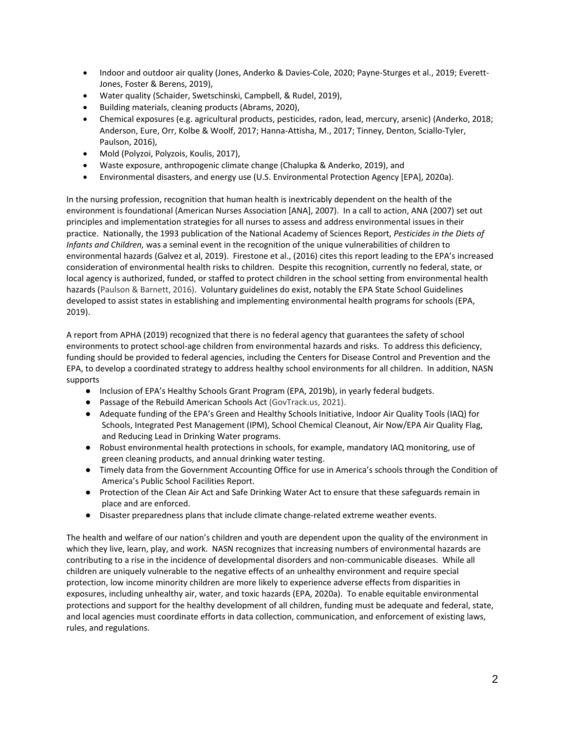- Indoor and outdoor air quality (Jones, Anderko & Davies-Cole, 2020; Payne-Sturges et al., 2019; Everett-Jones, Foster & Berens, 2019),
- Water quality (Schaider, Swetschinski, Campbell, & Rudel, 2019),
- Building materials, cleaning products (Abrams, 2020),
- Chemical exposures (e.g. agricultural products, pesticides, radon, lead, mercury, arsenic) (Anderko, 2018; Anderson, Eure, Orr, Kolbe & Woolf, 2017; Hanna-Attisha, M., 2017; Tinney, Denton, Sciallo-Tyler, Paulson, 2016),
- Mold (Polyzoi, Polyzois, Koulis, 2017),
- Waste exposure, anthropogenic climate change (Chalupka & Anderko, 2019), and
- Environmental disasters, and energy use (U.S. Environmental Protection Agency [EPA], 2020a).

In the nursing profession, recognition that human health is inextricably dependent on the health of the environment is foundational (American Nurses Association [ANA], 2007). In a call to action, ANA (2007) set out principles and implementation strategies for all nurses to assess and address environmental issues in their practice. Nationally, the 1993 publication of the National Academy of Sciences Report, *Pesticides in the Diets of Infants and Children,* was a seminal event in the recognition of the unique vulnerabilities of children to environmental hazards (Galvez et al, 2019). Firestone et al., (2016) cites this report leading to the EPA's increased consideration of environmental health risks to children. Despite this recognition, currently no federal, state, or local agency is authorized, funded, or staffed to protect children in the school setting from environmental health hazards (Paulson & Barnett, 2016). Voluntary guidelines do exist, notably the EPA State School Guidelines developed to assist states in establishing and implementing environmental health programs for schools (EPA, 2019).

A report from APHA (2019) recognized that there is no federal agency that guarantees the safety of school environments to protect school-age children from environmental hazards and risks. To address this deficiency, funding should be provided to federal agencies, including the Centers for Disease Control and Prevention and the EPA, to develop a coordinated strategy to address healthy school environments for all children. In addition, NASN supports

- Inclusion of EPA's Healthy Schools Grant Program (EPA, 2019b), in yearly federal budgets.
- Passage of the Rebuild American Schools Act (GovTrack.us, 2021).
- Adequate funding of the EPA's Green and Healthy Schools Initiative, Indoor Air Quality Tools (IAQ) for Schools, Integrated Pest Management (IPM), School Chemical Cleanout, Air Now/EPA Air Quality Flag, and Reducing Lead in Drinking Water programs.
- Robust environmental health protections in schools, for example, mandatory IAQ monitoring, use of green cleaning products, and annual drinking water testing.
- Timely data from the Government Accounting Office for use in America's schools through the Condition of America's Public School Facilities Report.
- Protection of the Clean Air Act and Safe Drinking Water Act to ensure that these safeguards remain in place and are enforced.
- Disaster preparedness plans that include climate change-related extreme weather events.

The health and welfare of our nation's children and youth are dependent upon the quality of the environment in which they live, learn, play, and work. NASN recognizes that increasing numbers of environmental hazards are contributing to a rise in the incidence of developmental disorders and non-communicable diseases. While all children are uniquely vulnerable to the negative effects of an unhealthy environment and require special protection, low income minority children are more likely to experience adverse effects from disparities in exposures, including unhealthy air, water, and toxic hazards (EPA, 2020a). To enable equitable environmental protections and support for the healthy development of all children, funding must be adequate and federal, state, and local agencies must coordinate efforts in data collection, communication, and enforcement of existing laws, rules, and regulations.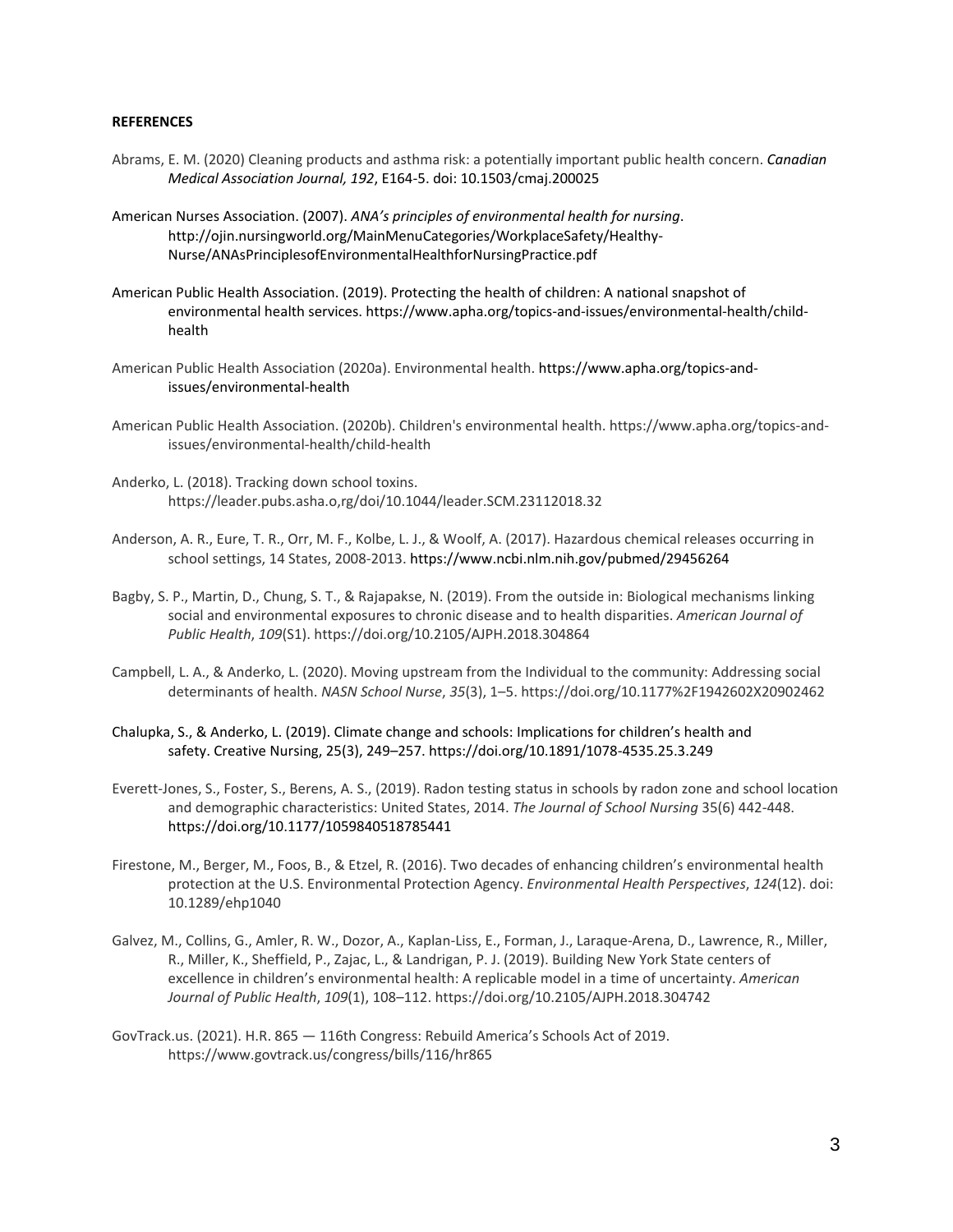**REFERENCES**

Abrams, E. M. (2020) Cleaning products and asthma risk: a potentially important public health concern. *Canadian Medical Association Journal, 192*, E164-5. doi: 10.1503/cmaj.200025

American Nurses Association. (2007). *ANA's principles of environmental health for nursing*. http://ojin.nursingworld.org/MainMenuCategories/WorkplaceSafety/Healthy-Nurse/ANAsPrinciplesofEnvironmentalHealthforNursingPractice.pdf

American Public Health Association. (2019). Protecting the health of children: A national snapshot of environmental health services. https://www.apha.org/topics-and-issues/environmental-health/child-health

American Public Health Association (2020a). Environmental health. https://www.apha.org/topics-and-issues/environmental-health

American Public Health Association. (2020b). Children's environmental health. https://www.apha.org/topics-and-issues/environmental-health/child-health

Anderko, L. (2018). Tracking down school toxins. https://leader.pubs.asha.o,rg/doi/10.1044/leader.SCM.23112018.32

Anderson, A. R., Eure, T. R., Orr, M. F., Kolbe, L. J., & Woolf, A. (2017). Hazardous chemical releases occurring in school settings, 14 States, 2008-2013. https://www.ncbi.nlm.nih.gov/pubmed/29456264

Bagby, S. P., Martin, D., Chung, S. T., & Rajapakse, N. (2019). From the outside in: Biological mechanisms linking social and environmental exposures to chronic disease and to health disparities. *American Journal of Public Health*, *109*(S1). https://doi.org/10.2105/AJPH.2018.304864

Campbell, L. A., & Anderko, L. (2020). Moving upstream from the Individual to the community: Addressing social determinants of health. *NASN School Nurse*, *35*(3), 1–5. https://doi.org/10.1177%2F1942602X20902462

Chalupka, S., & Anderko, L. (2019). Climate change and schools: Implications for children's health and safety. Creative Nursing, 25(3), 249–257. https://doi.org/10.1891/1078-4535.25.3.249

Everett-Jones, S., Foster, S., Berens, A. S., (2019). Radon testing status in schools by radon zone and school location and demographic characteristics: United States, 2014. *The Journal of School Nursing* 35(6) 442-448. https://doi.org/10.1177/1059840518785441

Firestone, M., Berger, M., Foos, B., & Etzel, R. (2016). Two decades of enhancing children's environmental health protection at the U.S. Environmental Protection Agency. *Environmental Health Perspectives*, *124*(12). doi: 10.1289/ehp1040

Galvez, M., Collins, G., Amler, R. W., Dozor, A., Kaplan-Liss, E., Forman, J., Laraque-Arena, D., Lawrence, R., Miller, R., Miller, K., Sheffield, P., Zajac, L., & Landrigan, P. J. (2019). Building New York State centers of excellence in children's environmental health: A replicable model in a time of uncertainty. *American Journal of Public Health*, *109*(1), 108–112. https://doi.org/10.2105/AJPH.2018.304742

GovTrack.us. (2021). H.R. 865 — 116th Congress: Rebuild America's Schools Act of 2019. https://www.govtrack.us/congress/bills/116/hr865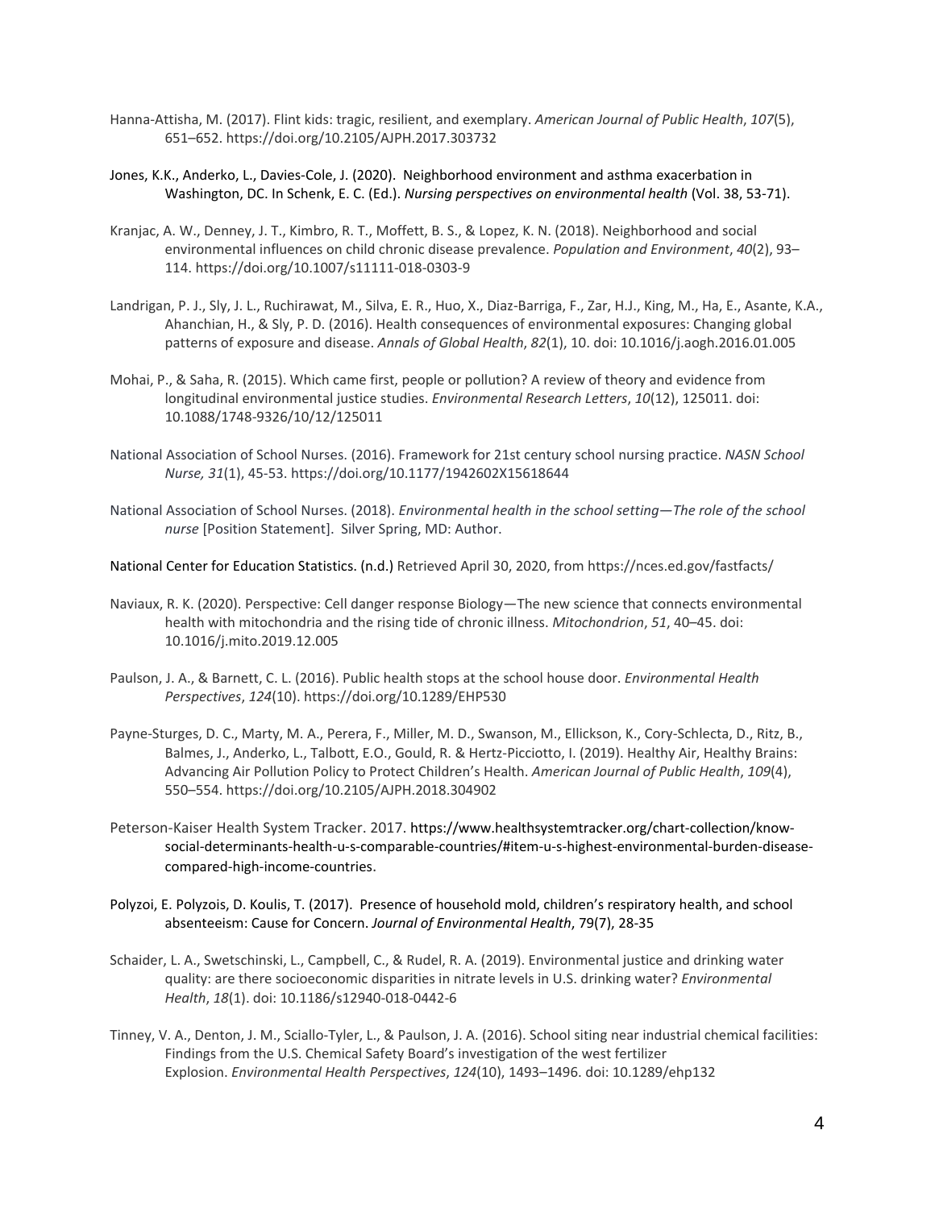Hanna-Attisha, M. (2017). Flint kids: tragic, resilient, and exemplary. *American Journal of Public Health*, *107*(5), 651–652. https://doi.org/10.2105/AJPH.2017.303732

Jones, K.K., Anderko, L., Davies-Cole, J. (2020). Neighborhood environment and asthma exacerbation in Washington, DC. In Schenk, E. C. (Ed.). *Nursing perspectives on environmental health* (Vol. 38, 53-71).

Kranjac, A. W., Denney, J. T., Kimbro, R. T., Moffett, B. S., & Lopez, K. N. (2018). Neighborhood and social environmental influences on child chronic disease prevalence. *Population and Environment*, *40*(2), 93–114. https://doi.org/10.1007/s11111-018-0303-9

Landrigan, P. J., Sly, J. L., Ruchirawat, M., Silva, E. R., Huo, X., Diaz-Barriga, F., Zar, H.J., King, M., Ha, E., Asante, K.A., Ahanchian, H., & Sly, P. D. (2016). Health consequences of environmental exposures: Changing global patterns of exposure and disease. *Annals of Global Health*, *82*(1), 10. doi: 10.1016/j.aogh.2016.01.005

Mohai, P., & Saha, R. (2015). Which came first, people or pollution? A review of theory and evidence from longitudinal environmental justice studies. *Environmental Research Letters*, *10*(12), 125011. doi: 10.1088/1748-9326/10/12/125011

National Association of School Nurses. (2016). Framework for 21st century school nursing practice. *NASN School Nurse, 31*(1), 45-53. https://doi.org/10.1177/1942602X15618644

National Association of School Nurses. (2018). *Environmental health in the school setting—The role of the school nurse* [Position Statement]. Silver Spring, MD: Author.

National Center for Education Statistics. (n.d.) Retrieved April 30, 2020, from https://nces.ed.gov/fastfacts/

Naviaux, R. K. (2020). Perspective: Cell danger response Biology—The new science that connects environmental health with mitochondria and the rising tide of chronic illness. *Mitochondrion*, *51*, 40–45. doi: 10.1016/j.mito.2019.12.005

Paulson, J. A., & Barnett, C. L. (2016). Public health stops at the school house door. *Environmental Health Perspectives*, *124*(10). https://doi.org/10.1289/EHP530

Payne-Sturges, D. C., Marty, M. A., Perera, F., Miller, M. D., Swanson, M., Ellickson, K., Cory-Schlecta, D., Ritz, B., Balmes, J., Anderko, L., Talbott, E.O., Gould, R. & Hertz-Picciotto, I. (2019). Healthy Air, Healthy Brains: Advancing Air Pollution Policy to Protect Children's Health. *American Journal of Public Health*, *109*(4), 550–554. https://doi.org/10.2105/AJPH.2018.304902

Peterson-Kaiser Health System Tracker. 2017. https://www.healthsystemtracker.org/chart-collection/know-social-determinants-health-u-s-comparable-countries/#item-u-s-highest-environmental-burden-disease-compared-high-income-countries.

Polyzoi, E. Polyzois, D. Koulis, T. (2017). Presence of household mold, children's respiratory health, and school absenteeism: Cause for Concern. *Journal of Environmental Health*, 79(7), 28-35

Schaider, L. A., Swetschinski, L., Campbell, C., & Rudel, R. A. (2019). Environmental justice and drinking water quality: are there socioeconomic disparities in nitrate levels in U.S. drinking water? *Environmental Health*, *18*(1). doi: 10.1186/s12940-018-0442-6

Tinney, V. A., Denton, J. M., Sciallo-Tyler, L., & Paulson, J. A. (2016). School siting near industrial chemical facilities: Findings from the U.S. Chemical Safety Board's investigation of the west fertilizer Explosion. *Environmental Health Perspectives*, *124*(10), 1493–1496. doi: 10.1289/ehp132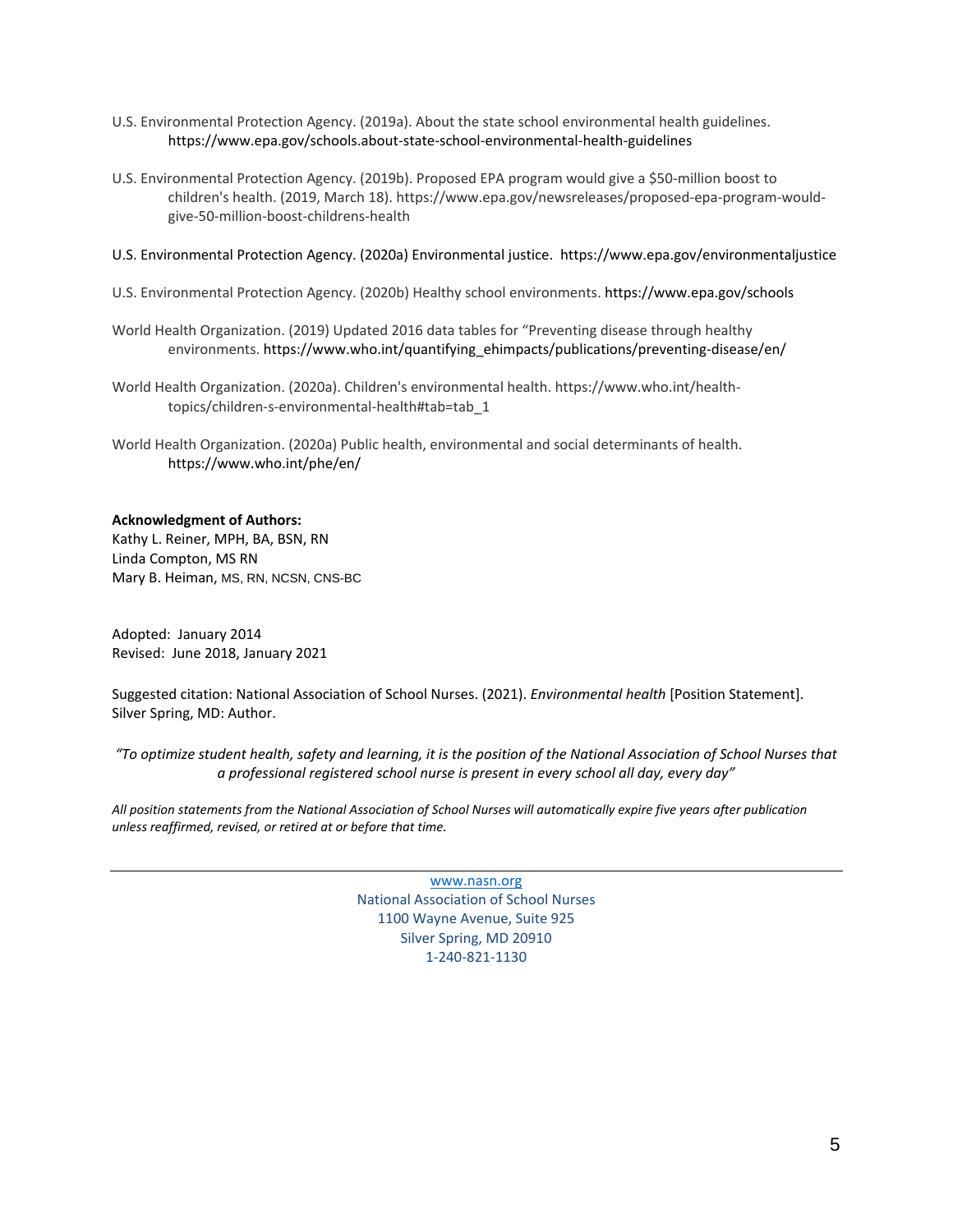U.S. Environmental Protection Agency. (2019a). About the state school environmental health guidelines. https://www.epa.gov/schools.about-state-school-environmental-health-guidelines

U.S. Environmental Protection Agency. (2019b). Proposed EPA program would give a $50-million boost to children's health. (2019, March 18). https://www.epa.gov/newsreleases/proposed-epa-program-would-give-50-million-boost-childrens-health

U.S. Environmental Protection Agency. (2020a) Environmental justice. https://www.epa.gov/environmentaljustice

U.S. Environmental Protection Agency. (2020b) Healthy school environments. https://www.epa.gov/schools

World Health Organization. (2019) Updated 2016 data tables for "Preventing disease through healthy environments. https://www.who.int/quantifying_ehimpacts/publications/preventing-disease/en/

World Health Organization. (2020a). Children's environmental health. https://www.who.int/health-topics/children-s-environmental-health#tab=tab_1

World Health Organization. (2020a) Public health, environmental and social determinants of health. https://www.who.int/phe/en/

**Acknowledgment of Authors:**
Kathy L. Reiner, MPH, BA, BSN, RN
Linda Compton, MS RN
Mary B. Heiman, MS, RN, NCSN, CNS-BC

Adopted: January 2014
Revised: June 2018, January 2021

Suggested citation: National Association of School Nurses. (2021). *Environmental health* [Position Statement]. Silver Spring, MD: Author.

*"To optimize student health, safety and learning, it is the position of the National Association of School Nurses that a professional registered school nurse is present in every school all day, every day"*

*All position statements from the National Association of School Nurses will automatically expire five years after publication unless reaffirmed, revised, or retired at or before that time.*

---

www.nasn.org
National Association of School Nurses
1100 Wayne Avenue, Suite 925
Silver Spring, MD 20910
1-240-821-1130